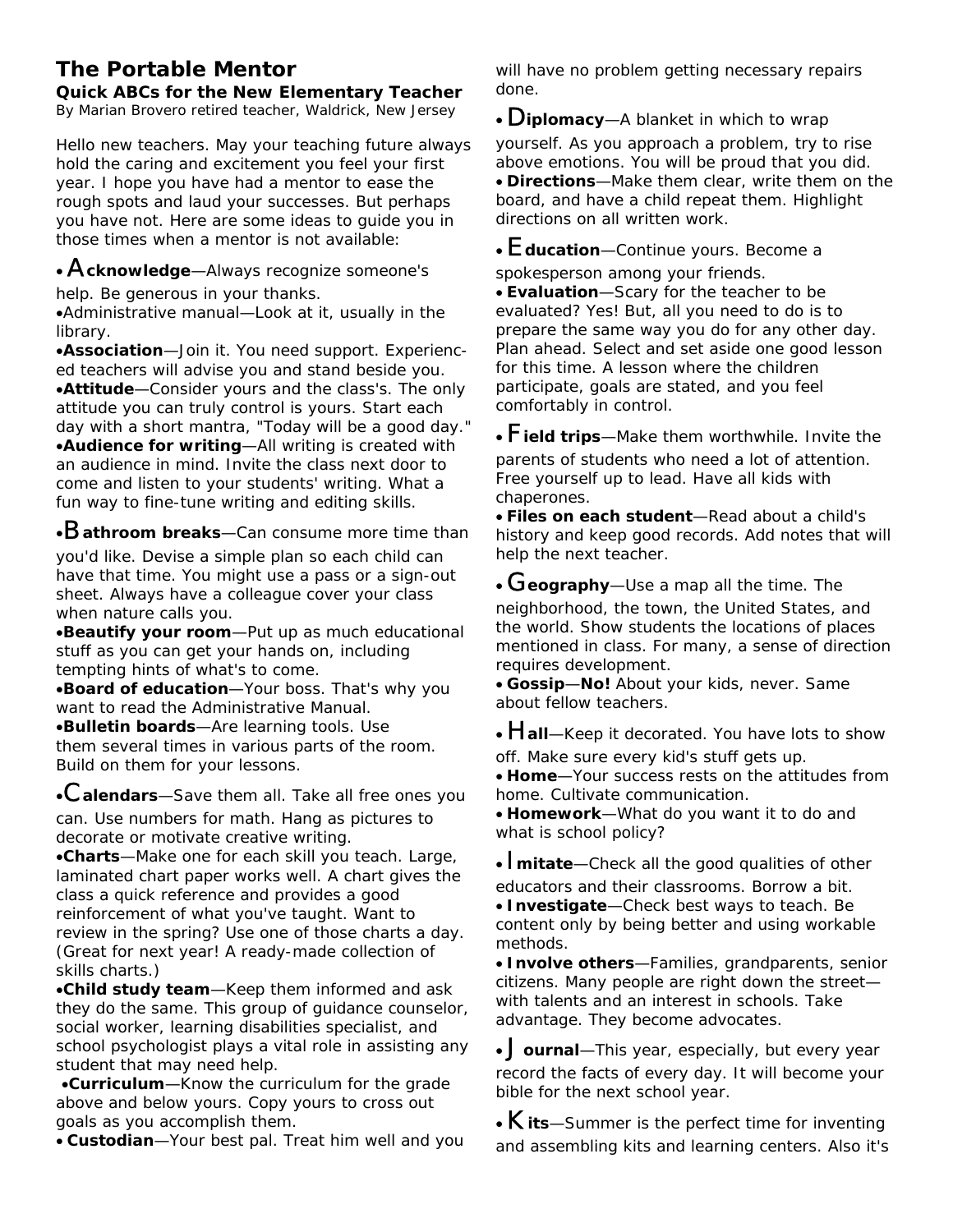# The Portable Mentor

**Quick ABCs for the New Elementary Teacher**

By Marian Brovero retired teacher, Waldrick, New Jersey

Hello new teachers. May your teaching future always hold the caring and excitement you feel your first year. I hope you have had a mentor to ease the rough spots and laud your successes. But perhaps you have not. Here are some ideas to guide you in those times when a mentor is not available:

- **Acknowledge**—Always recognize someone's help. Be generous in your thanks.
- Administrative manual—Look at it, usually in the library.
- **Association**—Join it. You need support. Experienced teachers will advise you and stand beside you.
- **Attitude**—Consider yours and the class's. The only attitude you can truly control is yours. Start each day with a short mantra, "Today will be a good day."
- **Audience for writing**—All writing is created with an audience in mind. Invite the class next door to come and listen to your students' writing. What a fun way to fine-tune writing and editing skills.

- **Bathroom breaks**—Can consume more time than you'd like. Devise a simple plan so each child can have that time. You might use a pass or a sign-out sheet. Always have a colleague cover your class when nature calls you.
- **Beautify your room**—Put up as much educational stuff as you can get your hands on, including tempting hints of what's to come.
- **Board of education**—Your boss. That's why you want to read the Administrative Manual.
- **Bulletin boards**—Are learning tools. Use them several times in various parts of the room. Build on them for your lessons.

- **Calendars**—Save them all. Take all free ones you can. Use numbers for math. Hang as pictures to decorate or motivate creative writing.
- **Charts**—Make one for each skill you teach. Large, laminated chart paper works well. A chart gives the class a quick reference and provides a good reinforcement of what you've taught. Want to review in the spring? Use one of those charts a day. (Great for next year! A ready-made collection of skills charts.)
- **Child study team**—Keep them informed and ask they do the same. This group of guidance counselor, social worker, learning disabilities specialist, and school psychologist plays a vital role in assisting any student that may need help.
- **Curriculum**—Know the curriculum for the grade above and below yours. Copy yours to cross out goals as you accomplish them.
- **Custodian**—Your best pal. Treat him well and you will have no problem getting necessary repairs done.

- **Diplomacy**—A blanket in which to wrap yourself. As you approach a problem, try to rise above emotions. You will be proud that you did.
- **Directions**—Make them clear, write them on the board, and have a child repeat them. Highlight directions on all written work.

- **Education**—Continue yours. Become a spokesperson among your friends.
- **Evaluation**—Scary for the teacher to be evaluated? Yes! But, all you need to do is to prepare the same way you do for any other day. Plan ahead. Select and set aside one good lesson for this time. A lesson where the children participate, goals are stated, and you feel comfortably in control.

- **Field trips**—Make them worthwhile. Invite the parents of students who need a lot of attention. Free yourself up to lead. Have all kids with chaperones.
- **Files on each student**—Read about a child's history and keep good records. Add notes that will help the next teacher.

- **Geography**—Use a map all the time. The neighborhood, the town, the United States, and the world. Show students the locations of places mentioned in class. For many, a sense of direction requires development.
- **Gossip**—**No!** About your kids, never. Same about fellow teachers.

- **Hall**—Keep it decorated. You have lots to show off. Make sure every kid's stuff gets up.
- **Home**—Your success rests on the attitudes from home. Cultivate communication.
- **Homework**—What do you want it to do and what is school policy?

- **Imitate**—Check all the good qualities of other educators and their classrooms. Borrow a bit.
- **Investigate**—Check best ways to teach. Be content only by being better and using workable methods.
- **Involve others**—Families, grandparents, senior citizens. Many people are right down the street—with talents and an interest in schools. Take advantage. They become advocates.

- **Journal**—This year, especially, but every year record the facts of every day. It will become your bible for the next school year.

- **Kits**—Summer is the perfect time for inventing and assembling kits and learning centers. Also it's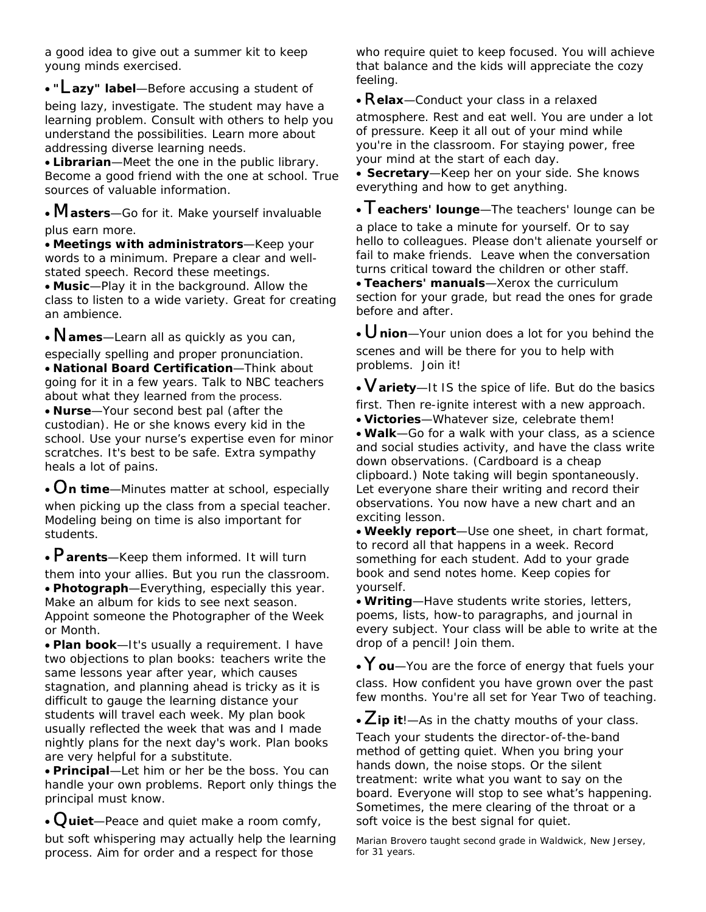a good idea to give out a summer kit to keep young minds exercised.

- **"Lazy" label**—Before accusing a student of being lazy, investigate. The student may have a learning problem. Consult with others to help you understand the possibilities. Learn more about addressing diverse learning needs.
- **Librarian**—Meet the one in the public library. Become a good friend with the one at school. True sources of valuable information.

- **Masters**—Go for it. Make yourself invaluable plus earn more.
- **Meetings with administrators**—Keep your words to a minimum. Prepare a clear and well-stated speech. Record these meetings.
- **Music**—Play it in the background. Allow the class to listen to a wide variety. Great for creating an ambience.

- **Names**—Learn all as quickly as you can, especially spelling and proper pronunciation.
- **National Board Certification**—Think about going for it in a few years. Talk to NBC teachers about what they learned from the process.
- **Nurse**—Your second best pal (after the custodian). He or she knows every kid in the school. Use your nurse's expertise even for minor scratches. It's best to be safe. Extra sympathy heals a lot of pains.

- **On time**—Minutes matter at school, especially when picking up the class from a special teacher. Modeling being on time is also important for students.

- **Parents**—Keep them informed. It will turn them into your allies. But you run the classroom.
- **Photograph**—Everything, especially this year. Make an album for kids to see next season. Appoint someone the Photographer of the Week or Month.
- **Plan book**—It's usually a requirement. I have two objections to plan books: teachers write the same lessons year after year, which causes stagnation, and planning ahead is tricky as it is difficult to gauge the learning distance your students will travel each week. My plan book usually reflected the week that was and I made nightly plans for the next day's work. Plan books are very helpful for a substitute.
- **Principal**—Let him or her be the boss. You can handle your own problems. Report only things the principal must know.

- **Quiet**—Peace and quiet make a room comfy, but soft whispering may actually help the learning process. Aim for order and a respect for those who require quiet to keep focused. You will achieve that balance and the kids will appreciate the cozy feeling.

- **Relax**—Conduct your class in a relaxed atmosphere. Rest and eat well. You are under a lot of pressure. Keep it all out of your mind while you're in the classroom. For staying power, free your mind at the start of each day.
- **Secretary**—Keep her on your side. She knows everything and how to get anything.

- **Teachers' lounge**—The teachers' lounge can be a place to take a minute for yourself. Or to say hello to colleagues. Please don't alienate yourself or fail to make friends. Leave when the conversation turns critical toward the children or other staff.
- **Teachers' manuals**—Xerox the curriculum section for your grade, but read the ones for grade before and after.

- **Union**—Your union does a lot for you behind the scenes and will be there for you to help with problems. Join it!

- **Variety**—It IS the spice of life. But do the basics first. Then re-ignite interest with a new approach.
- **Victories**—Whatever size, celebrate them!
- **Walk**—Go for a walk with your class, as a science and social studies activity, and have the class write down observations. (Cardboard is a cheap clipboard.) Note taking will begin spontaneously. Let everyone share their writing and record their observations. You now have a new chart and an exciting lesson.
- **Weekly report**—Use one sheet, in chart format, to record all that happens in a week. Record something for each student. Add to your grade book and send notes home. Keep copies for yourself.
- **Writing**—Have students write stories, letters, poems, lists, how-to paragraphs, and journal in every subject. Your class will be able to write at the drop of a pencil! Join them.

- **You**—You are the force of energy that fuels your class. How confident you have grown over the past few months. You're all set for Year Two of teaching.

- **Zip it**!—As in the chatty mouths of your class. Teach your students the director-of-the-band method of getting quiet. When you bring your hands down, the noise stops. Or the silent treatment: write what you want to say on the board. Everyone will stop to see what's happening. Sometimes, the mere clearing of the throat or a soft voice is the best signal for quiet.

Marian Brovero taught second grade in Waldwick, New Jersey, for 31 years.